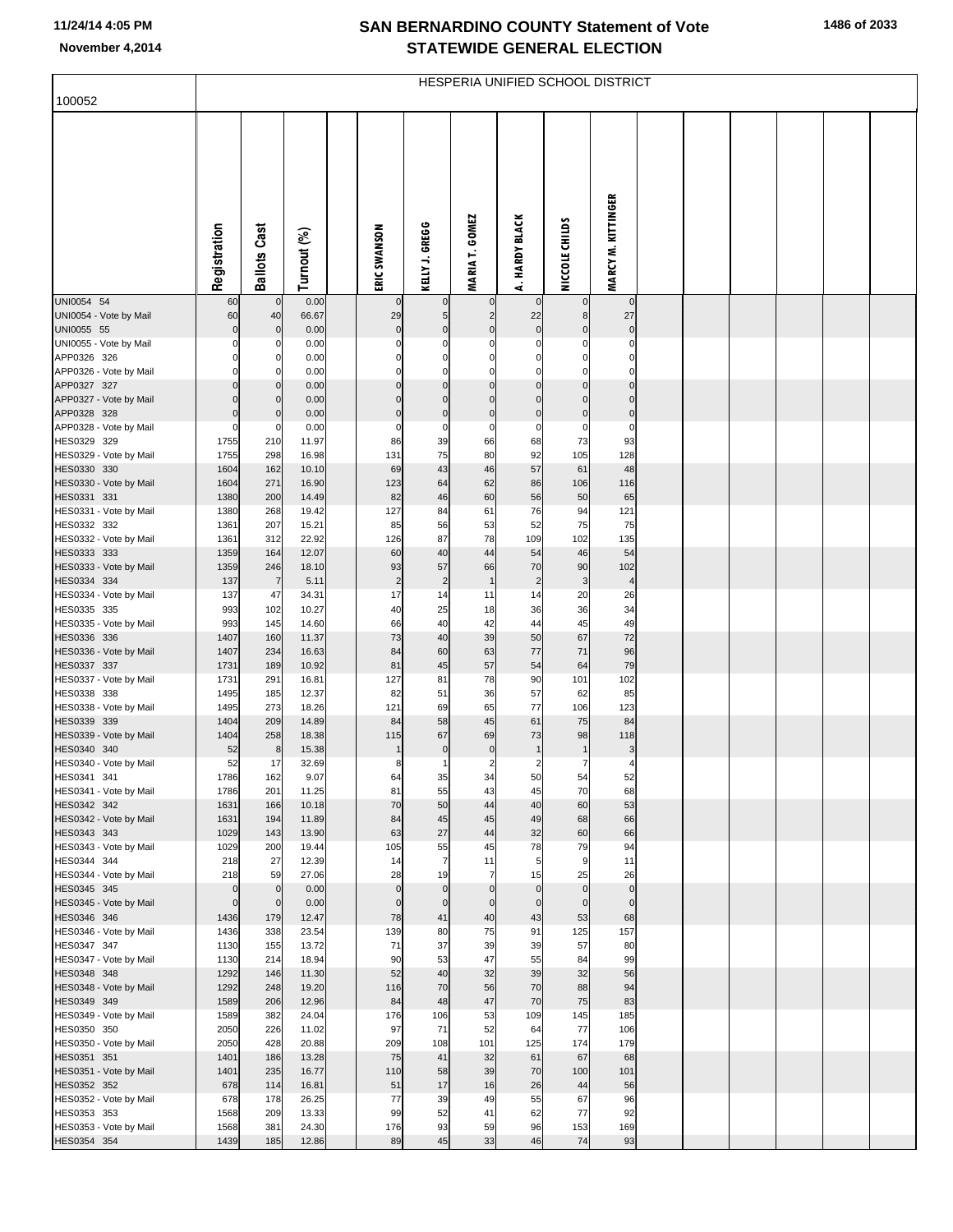# SAN BERNARDINO COUNTY Statement of Vote
## STATEWIDE GENERAL ELECTION

November 4,2014

### HESPERIA UNIFIED SCHOOL DISTRICT

100052

| | Registration | Ballots Cast | Turnout (%) | | ERIC SWANSON | KELLY J. GREGG | MARIA T. GOMEZ | A. HARDY BLACK | NICCOLE CHILDS | MARCY M. KITTINGER |
|---|---|---|---|---|---|---|---|---|---|---|
| UNI0054 54 | 60 | 0 | 0.00 | | 0 | 0 | 0 | 0 | 0 | 0 |
| UNI0054 - Vote by Mail | 60 | 40 | 66.67 | | 29 | 5 | 2 | 22 | 8 | 27 |
| UNI0055 55 | 0 | 0 | 0.00 | | 0 | 0 | 0 | 0 | 0 | 0 |
| UNI0055 - Vote by Mail | 0 | 0 | 0.00 | | 0 | 0 | 0 | 0 | 0 | 0 |
| APP0326 326 | 0 | 0 | 0.00 | | 0 | 0 | 0 | 0 | 0 | 0 |
| APP0326 - Vote by Mail | 0 | 0 | 0.00 | | 0 | 0 | 0 | 0 | 0 | 0 |
| APP0327 327 | 0 | 0 | 0.00 | | 0 | 0 | 0 | 0 | 0 | 0 |
| APP0327 - Vote by Mail | 0 | 0 | 0.00 | | 0 | 0 | 0 | 0 | 0 | 0 |
| APP0328 328 | 0 | 0 | 0.00 | | 0 | 0 | 0 | 0 | 0 | 0 |
| APP0328 - Vote by Mail | 0 | 0 | 0.00 | | 0 | 0 | 0 | 0 | 0 | 0 |
| HES0329 329 | 1755 | 210 | 11.97 | | 86 | 39 | 66 | 68 | 73 | 93 |
| HES0329 - Vote by Mail | 1755 | 298 | 16.98 | | 131 | 75 | 80 | 92 | 105 | 128 |
| HES0330 330 | 1604 | 162 | 10.10 | | 69 | 43 | 46 | 57 | 61 | 48 |
| HES0330 - Vote by Mail | 1604 | 271 | 16.90 | | 123 | 64 | 62 | 86 | 106 | 116 |
| HES0331 331 | 1380 | 200 | 14.49 | | 82 | 46 | 60 | 56 | 50 | 65 |
| HES0331 - Vote by Mail | 1380 | 268 | 19.42 | | 127 | 84 | 61 | 76 | 94 | 121 |
| HES0332 332 | 1361 | 207 | 15.21 | | 85 | 56 | 53 | 52 | 75 | 75 |
| HES0332 - Vote by Mail | 1361 | 312 | 22.92 | | 126 | 87 | 78 | 109 | 102 | 135 |
| HES0333 333 | 1359 | 164 | 12.07 | | 60 | 40 | 44 | 54 | 46 | 54 |
| HES0333 - Vote by Mail | 1359 | 246 | 18.10 | | 93 | 57 | 66 | 70 | 90 | 102 |
| HES0334 334 | 137 | 7 | 5.11 | | 2 | 2 | 1 | 2 | 3 | 4 |
| HES0334 - Vote by Mail | 137 | 47 | 34.31 | | 17 | 14 | 11 | 14 | 20 | 26 |
| HES0335 335 | 993 | 102 | 10.27 | | 40 | 25 | 18 | 36 | 36 | 34 |
| HES0335 - Vote by Mail | 993 | 145 | 14.60 | | 66 | 40 | 42 | 44 | 45 | 49 |
| HES0336 336 | 1407 | 160 | 11.37 | | 73 | 40 | 39 | 50 | 67 | 72 |
| HES0336 - Vote by Mail | 1407 | 234 | 16.63 | | 84 | 60 | 63 | 77 | 71 | 96 |
| HES0337 337 | 1731 | 189 | 10.92 | | 81 | 45 | 57 | 54 | 64 | 79 |
| HES0337 - Vote by Mail | 1731 | 291 | 16.81 | | 127 | 81 | 78 | 90 | 101 | 102 |
| HES0338 338 | 1495 | 185 | 12.37 | | 82 | 51 | 36 | 57 | 62 | 85 |
| HES0338 - Vote by Mail | 1495 | 273 | 18.26 | | 121 | 69 | 65 | 77 | 106 | 123 |
| HES0339 339 | 1404 | 209 | 14.89 | | 84 | 58 | 45 | 61 | 75 | 84 |
| HES0339 - Vote by Mail | 1404 | 258 | 18.38 | | 115 | 67 | 69 | 73 | 98 | 118 |
| HES0340 340 | 52 | 8 | 15.38 | | 1 | 0 | 0 | 1 | 1 | 3 |
| HES0340 - Vote by Mail | 52 | 17 | 32.69 | | 8 | 1 | 2 | 2 | 7 | 4 |
| HES0341 341 | 1786 | 162 | 9.07 | | 64 | 35 | 34 | 50 | 54 | 52 |
| HES0341 - Vote by Mail | 1786 | 201 | 11.25 | | 81 | 55 | 43 | 45 | 70 | 68 |
| HES0342 342 | 1631 | 166 | 10.18 | | 70 | 50 | 44 | 40 | 60 | 53 |
| HES0342 - Vote by Mail | 1631 | 194 | 11.89 | | 84 | 45 | 45 | 49 | 68 | 66 |
| HES0343 343 | 1029 | 143 | 13.90 | | 63 | 27 | 44 | 32 | 60 | 66 |
| HES0343 - Vote by Mail | 1029 | 200 | 19.44 | | 105 | 55 | 45 | 78 | 79 | 94 |
| HES0344 344 | 218 | 27 | 12.39 | | 14 | 7 | 11 | 5 | 9 | 11 |
| HES0344 - Vote by Mail | 218 | 59 | 27.06 | | 28 | 19 | 7 | 15 | 25 | 26 |
| HES0345 345 | 0 | 0 | 0.00 | | 0 | 0 | 0 | 0 | 0 | 0 |
| HES0345 - Vote by Mail | 0 | 0 | 0.00 | | 0 | 0 | 0 | 0 | 0 | 0 |
| HES0346 346 | 1436 | 179 | 12.47 | | 78 | 41 | 40 | 43 | 53 | 68 |
| HES0346 - Vote by Mail | 1436 | 338 | 23.54 | | 139 | 80 | 75 | 91 | 125 | 157 |
| HES0347 347 | 1130 | 155 | 13.72 | | 71 | 37 | 39 | 39 | 57 | 80 |
| HES0347 - Vote by Mail | 1130 | 214 | 18.94 | | 90 | 53 | 47 | 55 | 84 | 99 |
| HES0348 348 | 1292 | 146 | 11.30 | | 52 | 40 | 32 | 39 | 32 | 56 |
| HES0348 - Vote by Mail | 1292 | 248 | 19.20 | | 116 | 70 | 56 | 70 | 88 | 94 |
| HES0349 349 | 1589 | 206 | 12.96 | | 84 | 48 | 47 | 70 | 75 | 83 |
| HES0349 - Vote by Mail | 1589 | 382 | 24.04 | | 176 | 106 | 53 | 109 | 145 | 185 |
| HES0350 350 | 2050 | 226 | 11.02 | | 97 | 71 | 52 | 64 | 77 | 106 |
| HES0350 - Vote by Mail | 2050 | 428 | 20.88 | | 209 | 108 | 101 | 125 | 174 | 179 |
| HES0351 351 | 1401 | 186 | 13.28 | | 75 | 41 | 32 | 61 | 67 | 68 |
| HES0351 - Vote by Mail | 1401 | 235 | 16.77 | | 110 | 58 | 39 | 70 | 100 | 101 |
| HES0352 352 | 678 | 114 | 16.81 | | 51 | 17 | 16 | 26 | 44 | 56 |
| HES0352 - Vote by Mail | 678 | 178 | 26.25 | | 77 | 39 | 49 | 55 | 67 | 96 |
| HES0353 353 | 1568 | 209 | 13.33 | | 99 | 52 | 41 | 62 | 77 | 92 |
| HES0353 - Vote by Mail | 1568 | 381 | 24.30 | | 176 | 93 | 59 | 96 | 153 | 169 |
| HES0354 354 | 1439 | 185 | 12.86 | | 89 | 45 | 33 | 46 | 74 | 93 |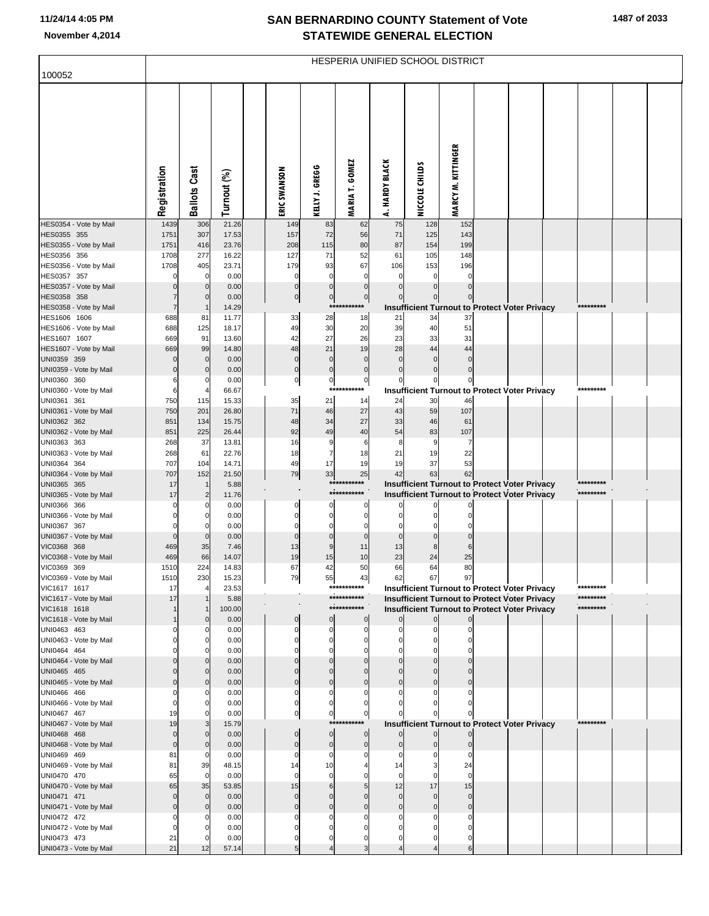# SAN BERNARDINO COUNTY Statement of Vote
## STATEWIDE GENERAL ELECTION

November 4,2014

100052 — HESPERIA UNIFIED SCHOOL DISTRICT

| | Registration | Ballots Cast | Turnout (%) | | ERIC SWANSON | KELLY J. GREGG | MARIA T. GOMEZ | A. HARDY BLACK | NICCOLE CHILDS | MARCY M. KITTINGER | | | | | | |
|---|---|---|---|---|---|---|---|---|---|---|---|---|---|---|---|---|
| HES0354 - Vote by Mail | 1439 | 306 | 21.26 | | 149 | 83 | 62 | 75 | 128 | 152 | | | | | | |
| HES0355 355 | 1751 | 307 | 17.53 | | 157 | 72 | 56 | 71 | 125 | 143 | | | | | | |
| HES0355 - Vote by Mail | 1751 | 416 | 23.76 | | 208 | 115 | 80 | 87 | 154 | 199 | | | | | | |
| HES0356 356 | 1708 | 277 | 16.22 | | 127 | 71 | 52 | 61 | 105 | 148 | | | | | | |
| HES0356 - Vote by Mail | 1708 | 405 | 23.71 | | 179 | 93 | 67 | 106 | 153 | 196 | | | | | | |
| HES0357 357 | 0 | 0 | 0.00 | | 0 | 0 | 0 | 0 | 0 | 0 | | | | | | |
| HES0357 - Vote by Mail | 0 | 0 | 0.00 | | 0 | 0 | 0 | 0 | 0 | 0 | | | | | | |
| HES0358 358 | 7 | 0 | 0.00 | | 0 | 0 | 0 | 0 | 0 | 0 | | | | | | |
| HES0358 - Vote by Mail | 7 | 1 | 14.29 | | | | *********** | Insufficient Turnout to Protect Voter Privacy | | | | | | ********* | | |
| HES1606 1606 | 688 | 81 | 11.77 | | 33 | 28 | 18 | 21 | 34 | 37 | | | | | | |
| HES1606 - Vote by Mail | 688 | 125 | 18.17 | | 49 | 30 | 20 | 39 | 40 | 51 | | | | | | |
| HES1607 1607 | 669 | 91 | 13.60 | | 42 | 27 | 26 | 23 | 33 | 31 | | | | | | |
| HES1607 - Vote by Mail | 669 | 99 | 14.80 | | 48 | 21 | 19 | 28 | 44 | 44 | | | | | | |
| UNI0359 359 | 0 | 0 | 0.00 | | 0 | 0 | 0 | 0 | 0 | 0 | | | | | | |
| UNI0359 - Vote by Mail | 0 | 0 | 0.00 | | 0 | 0 | 0 | 0 | 0 | 0 | | | | | | |
| UNI0360 360 | 6 | 0 | 0.00 | | 0 | 0 | 0 | 0 | 0 | 0 | | | | | | |
| UNI0360 - Vote by Mail | 6 | 4 | 66.67 | | | | *********** | Insufficient Turnout to Protect Voter Privacy | | | | | | ********* | | |
| UNI0361 361 | 750 | 115 | 15.33 | | 35 | 21 | 14 | 24 | 30 | 46 | | | | | | |
| UNI0361 - Vote by Mail | 750 | 201 | 26.80 | | 71 | 46 | 27 | 43 | 59 | 107 | | | | | | |
| UNI0362 362 | 851 | 134 | 15.75 | | 48 | 34 | 27 | 33 | 46 | 61 | | | | | | |
| UNI0362 - Vote by Mail | 851 | 225 | 26.44 | | 92 | 49 | 40 | 54 | 83 | 107 | | | | | | |
| UNI0363 363 | 268 | 37 | 13.81 | | 16 | 9 | 6 | 8 | 9 | 7 | | | | | | |
| UNI0363 - Vote by Mail | 268 | 61 | 22.76 | | 18 | 7 | 18 | 21 | 19 | 22 | | | | | | |
| UNI0364 364 | 707 | 104 | 14.71 | | 49 | 17 | 19 | 19 | 37 | 53 | | | | | | |
| UNI0364 - Vote by Mail | 707 | 152 | 21.50 | | 79 | 33 | 25 | 42 | 63 | 62 | | | | | | |
| UNI0365 365 | 17 | 1 | 5.88 | | | | *********** | Insufficient Turnout to Protect Voter Privacy | | | | | | ********* | | |
| UNI0365 - Vote by Mail | 17 | 2 | 11.76 | | | | *********** | Insufficient Turnout to Protect Voter Privacy | | | | | | ********* | | |
| UNI0366 366 | 0 | 0 | 0.00 | | 0 | 0 | 0 | 0 | 0 | 0 | | | | | | |
| UNI0366 - Vote by Mail | 0 | 0 | 0.00 | | 0 | 0 | 0 | 0 | 0 | 0 | | | | | | |
| UNI0367 367 | 0 | 0 | 0.00 | | 0 | 0 | 0 | 0 | 0 | 0 | | | | | | |
| UNI0367 - Vote by Mail | 0 | 0 | 0.00 | | 0 | 0 | 0 | 0 | 0 | 0 | | | | | | |
| VIC0368 368 | 469 | 35 | 7.46 | | 13 | 9 | 11 | 13 | 8 | 6 | | | | | | |
| VIC0368 - Vote by Mail | 469 | 66 | 14.07 | | 19 | 15 | 10 | 23 | 24 | 25 | | | | | | |
| VIC0369 369 | 1510 | 224 | 14.83 | | 67 | 42 | 50 | 66 | 64 | 80 | | | | | | |
| VIC0369 - Vote by Mail | 1510 | 230 | 15.23 | | 79 | 55 | 43 | 62 | 67 | 97 | | | | | | |
| VIC1617 1617 | 17 | 4 | 23.53 | | | | *********** | Insufficient Turnout to Protect Voter Privacy | | | | | | ********* | | |
| VIC1617 - Vote by Mail | 17 | 1 | 5.88 | | | | *********** | Insufficient Turnout to Protect Voter Privacy | | | | | | ********* | | |
| VIC1618 1618 | 1 | 1 | 100.00 | | | | *********** | Insufficient Turnout to Protect Voter Privacy | | | | | | ********* | | |
| VIC1618 - Vote by Mail | 1 | 0 | 0.00 | | 0 | 0 | 0 | 0 | 0 | 0 | | | | | | |
| UNI0463 463 | 0 | 0 | 0.00 | | 0 | 0 | 0 | 0 | 0 | 0 | | | | | | |
| UNI0463 - Vote by Mail | 0 | 0 | 0.00 | | 0 | 0 | 0 | 0 | 0 | 0 | | | | | | |
| UNI0464 464 | 0 | 0 | 0.00 | | 0 | 0 | 0 | 0 | 0 | 0 | | | | | | |
| UNI0464 - Vote by Mail | 0 | 0 | 0.00 | | 0 | 0 | 0 | 0 | 0 | 0 | | | | | | |
| UNI0465 465 | 0 | 0 | 0.00 | | 0 | 0 | 0 | 0 | 0 | 0 | | | | | | |
| UNI0465 - Vote by Mail | 0 | 0 | 0.00 | | 0 | 0 | 0 | 0 | 0 | 0 | | | | | | |
| UNI0466 466 | 0 | 0 | 0.00 | | 0 | 0 | 0 | 0 | 0 | 0 | | | | | | |
| UNI0466 - Vote by Mail | 0 | 0 | 0.00 | | 0 | 0 | 0 | 0 | 0 | 0 | | | | | | |
| UNI0467 467 | 19 | 0 | 0.00 | | 0 | 0 | 0 | 0 | 0 | 0 | | | | | | |
| UNI0467 - Vote by Mail | 19 | 3 | 15.79 | | | | *********** | Insufficient Turnout to Protect Voter Privacy | | | | | | ********* | | |
| UNI0468 468 | 0 | 0 | 0.00 | | 0 | 0 | 0 | 0 | 0 | 0 | | | | | | |
| UNI0468 - Vote by Mail | 0 | 0 | 0.00 | | 0 | 0 | 0 | 0 | 0 | 0 | | | | | | |
| UNI0469 469 | 81 | 0 | 0.00 | | 0 | 0 | 0 | 0 | 0 | 0 | | | | | | |
| UNI0469 - Vote by Mail | 81 | 39 | 48.15 | | 14 | 10 | 4 | 14 | 3 | 24 | | | | | | |
| UNI0470 470 | 65 | 0 | 0.00 | | 0 | 0 | 0 | 0 | 0 | 0 | | | | | | |
| UNI0470 - Vote by Mail | 65 | 35 | 53.85 | | 15 | 6 | 5 | 12 | 17 | 15 | | | | | | |
| UNI0471 471 | 0 | 0 | 0.00 | | 0 | 0 | 0 | 0 | 0 | 0 | | | | | | |
| UNI0471 - Vote by Mail | 0 | 0 | 0.00 | | 0 | 0 | 0 | 0 | 0 | 0 | | | | | | |
| UNI0472 472 | 0 | 0 | 0.00 | | 0 | 0 | 0 | 0 | 0 | 0 | | | | | | |
| UNI0472 - Vote by Mail | 0 | 0 | 0.00 | | 0 | 0 | 0 | 0 | 0 | 0 | | | | | | |
| UNI0473 473 | 21 | 0 | 0.00 | | 0 | 0 | 0 | 0 | 0 | 0 | | | | | | |
| UNI0473 - Vote by Mail | 21 | 12 | 57.14 | | 5 | 4 | 3 | 4 | 4 | 6 | | | | | | |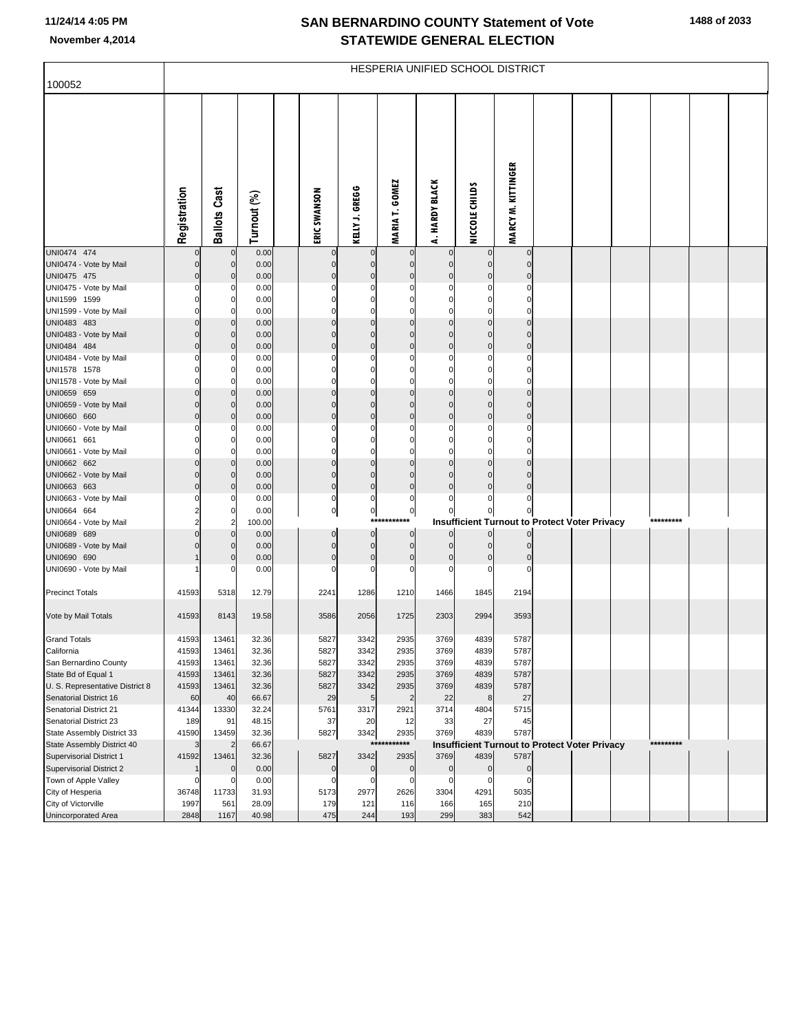# SAN BERNARDINO COUNTY Statement of Vote
## STATEWIDE GENERAL ELECTION

11/24/14 4:05 PM
November 4,2014

100052

HESPERIA UNIFIED SCHOOL DISTRICT

| | Registration | Ballots Cast | Turnout (%) | ERIC SWANSON | KELLY J. GREGG | MARIA T. GOMEZ | A. HARDY BLACK | NICCOLE CHILDS | MARCY M. KITTINGER |
|---|---|---|---|---|---|---|---|---|---|
| UNI0474 474 | 0 | 0 | 0.00 | 0 | 0 | 0 | 0 | 0 | 0 |
| UNI0474 - Vote by Mail | 0 | 0 | 0.00 | 0 | 0 | 0 | 0 | 0 | 0 |
| UNI0475 475 | 0 | 0 | 0.00 | 0 | 0 | 0 | 0 | 0 | 0 |
| UNI0475 - Vote by Mail | 0 | 0 | 0.00 | 0 | 0 | 0 | 0 | 0 | 0 |
| UNI1599 1599 | 0 | 0 | 0.00 | 0 | 0 | 0 | 0 | 0 | 0 |
| UNI1599 - Vote by Mail | 0 | 0 | 0.00 | 0 | 0 | 0 | 0 | 0 | 0 |
| UNI0483 483 | 0 | 0 | 0.00 | 0 | 0 | 0 | 0 | 0 | 0 |
| UNI0483 - Vote by Mail | 0 | 0 | 0.00 | 0 | 0 | 0 | 0 | 0 | 0 |
| UNI0484 484 | 0 | 0 | 0.00 | 0 | 0 | 0 | 0 | 0 | 0 |
| UNI0484 - Vote by Mail | 0 | 0 | 0.00 | 0 | 0 | 0 | 0 | 0 | 0 |
| UNI1578 1578 | 0 | 0 | 0.00 | 0 | 0 | 0 | 0 | 0 | 0 |
| UNI1578 - Vote by Mail | 0 | 0 | 0.00 | 0 | 0 | 0 | 0 | 0 | 0 |
| UNI0659 659 | 0 | 0 | 0.00 | 0 | 0 | 0 | 0 | 0 | 0 |
| UNI0659 - Vote by Mail | 0 | 0 | 0.00 | 0 | 0 | 0 | 0 | 0 | 0 |
| UNI0660 660 | 0 | 0 | 0.00 | 0 | 0 | 0 | 0 | 0 | 0 |
| UNI0660 - Vote by Mail | 0 | 0 | 0.00 | 0 | 0 | 0 | 0 | 0 | 0 |
| UNI0661 661 | 0 | 0 | 0.00 | 0 | 0 | 0 | 0 | 0 | 0 |
| UNI0661 - Vote by Mail | 0 | 0 | 0.00 | 0 | 0 | 0 | 0 | 0 | 0 |
| UNI0662 662 | 0 | 0 | 0.00 | 0 | 0 | 0 | 0 | 0 | 0 |
| UNI0662 - Vote by Mail | 0 | 0 | 0.00 | 0 | 0 | 0 | 0 | 0 | 0 |
| UNI0663 663 | 0 | 0 | 0.00 | 0 | 0 | 0 | 0 | 0 | 0 |
| UNI0663 - Vote by Mail | 0 | 0 | 0.00 | 0 | 0 | 0 | 0 | 0 | 0 |
| UNI0664 664 | 2 | 0 | 0.00 | 0 | 0 | 0 | 0 | 0 | 0 |
| UNI0664 - Vote by Mail | 2 | 2 | 100.00 | | | *********** Insufficient Turnout to Protect Voter Privacy ********* | | | |
| UNI0689 689 | 0 | 0 | 0.00 | 0 | 0 | 0 | 0 | 0 | 0 |
| UNI0689 - Vote by Mail | 0 | 0 | 0.00 | 0 | 0 | 0 | 0 | 0 | 0 |
| UNI0690 690 | 1 | 0 | 0.00 | 0 | 0 | 0 | 0 | 0 | 0 |
| UNI0690 - Vote by Mail | 1 | 0 | 0.00 | 0 | 0 | 0 | 0 | 0 | 0 |
| Precinct Totals | 41593 | 5318 | 12.79 | 2241 | 1286 | 1210 | 1466 | 1845 | 2194 |
| Vote by Mail Totals | 41593 | 8143 | 19.58 | 3586 | 2056 | 1725 | 2303 | 2994 | 3593 |
| Grand Totals | 41593 | 13461 | 32.36 | 5827 | 3342 | 2935 | 3769 | 4839 | 5787 |
| California | 41593 | 13461 | 32.36 | 5827 | 3342 | 2935 | 3769 | 4839 | 5787 |
| San Bernardino County | 41593 | 13461 | 32.36 | 5827 | 3342 | 2935 | 3769 | 4839 | 5787 |
| State Bd of Equal 1 | 41593 | 13461 | 32.36 | 5827 | 3342 | 2935 | 3769 | 4839 | 5787 |
| U. S. Representative District 8 | 41593 | 13461 | 32.36 | 5827 | 3342 | 2935 | 3769 | 4839 | 5787 |
| Senatorial District 16 | 60 | 40 | 66.67 | 29 | 5 | 2 | 22 | 8 | 27 |
| Senatorial District 21 | 41344 | 13330 | 32.24 | 5761 | 3317 | 2921 | 3714 | 4804 | 5715 |
| Senatorial District 23 | 189 | 91 | 48.15 | 37 | 20 | 12 | 33 | 27 | 45 |
| State Assembly District 33 | 41590 | 13459 | 32.36 | 5827 | 3342 | 2935 | 3769 | 4839 | 5787 |
| State Assembly District 40 | 3 | 2 | 66.67 | | | *********** Insufficient Turnout to Protect Voter Privacy ********* | | | |
| Supervisorial District 1 | 41592 | 13461 | 32.36 | 5827 | 3342 | 2935 | 3769 | 4839 | 5787 |
| Supervisorial District 2 | 1 | 0 | 0.00 | 0 | 0 | 0 | 0 | 0 | 0 |
| Town of Apple Valley | 0 | 0 | 0.00 | 0 | 0 | 0 | 0 | 0 | 0 |
| City of Hesperia | 36748 | 11733 | 31.93 | 5173 | 2977 | 2626 | 3304 | 4291 | 5035 |
| City of Victorville | 1997 | 561 | 28.09 | 179 | 121 | 116 | 166 | 165 | 210 |
| Unincorporated Area | 2848 | 1167 | 40.98 | 475 | 244 | 193 | 299 | 383 | 542 |